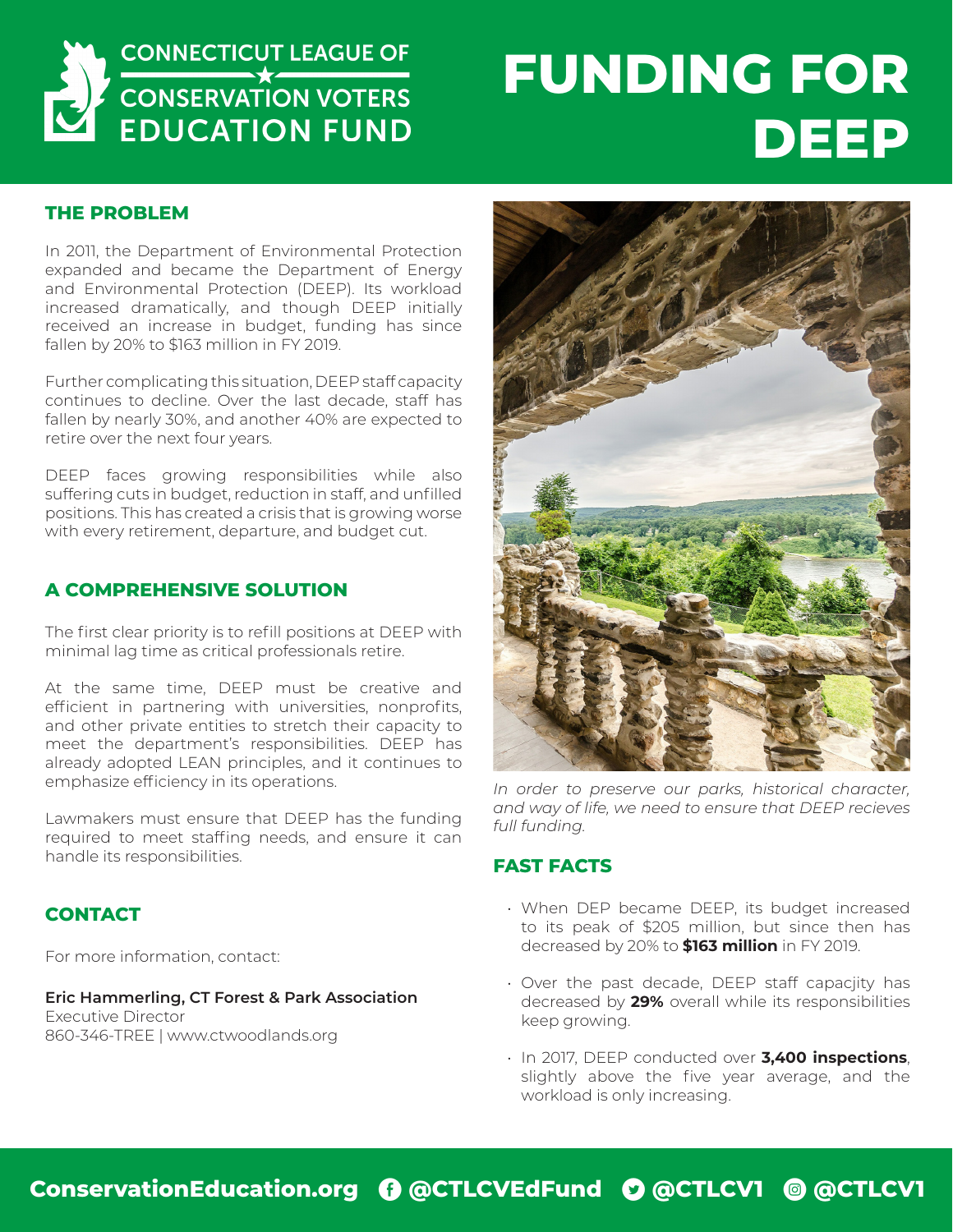CONNECTICUT LEAGUE OF CONSERVATION VOTERS EDUCATION FUND

# FUNDING FOR DEEP

## THE PROBLEM

In 2011, the Department of Environmental Protection expanded and became the Department of Energy and Environmental Protection (DEEP). Its workload increased dramatically, and though DEEP initially received an increase in budget, funding has since fallen by 20% to $163 million in FY 2019.

Further complicating this situation, DEEP staff capacity continues to decline. Over the last decade, staff has fallen by nearly 30%, and another 40% are expected to retire over the next four years.

DEEP faces growing responsibilities while also suffering cuts in budget, reduction in staff, and unfilled positions. This has created a crisis that is growing worse with every retirement, departure, and budget cut.

## A COMPREHENSIVE SOLUTION

The first clear priority is to refill positions at DEEP with minimal lag time as critical professionals retire.

At the same time, DEEP must be creative and efficient in partnering with universities, nonprofits, and other private entities to stretch their capacity to meet the department's responsibilities. DEEP has already adopted LEAN principles, and it continues to emphasize efficiency in its operations.

Lawmakers must ensure that DEEP has the funding required to meet staffing needs, and ensure it can handle its responsibilities.

## CONTACT

For more information, contact:

**Eric Hammerling, CT Forest & Park Association**
Executive Director
860-346-TREE | www.ctwoodlands.org

*In order to preserve our parks, historical character, and way of life, we need to ensure that DEEP recieves full funding.*

## FAST FACTS

- When DEP became DEEP, its budget increased to its peak of $205 million, but since then has decreased by 20% to **$163 million** in FY 2019.
- Over the past decade, DEEP staff capacjity has decreased by **29%** overall while its responsibilities keep growing.
- In 2017, DEEP conducted over **3,400 inspections**, slightly above the five year average, and the workload is only increasing.

**ConservationEducation.org** **@CTLCVEdFund** **@CTLCV1** **@CTLCV1**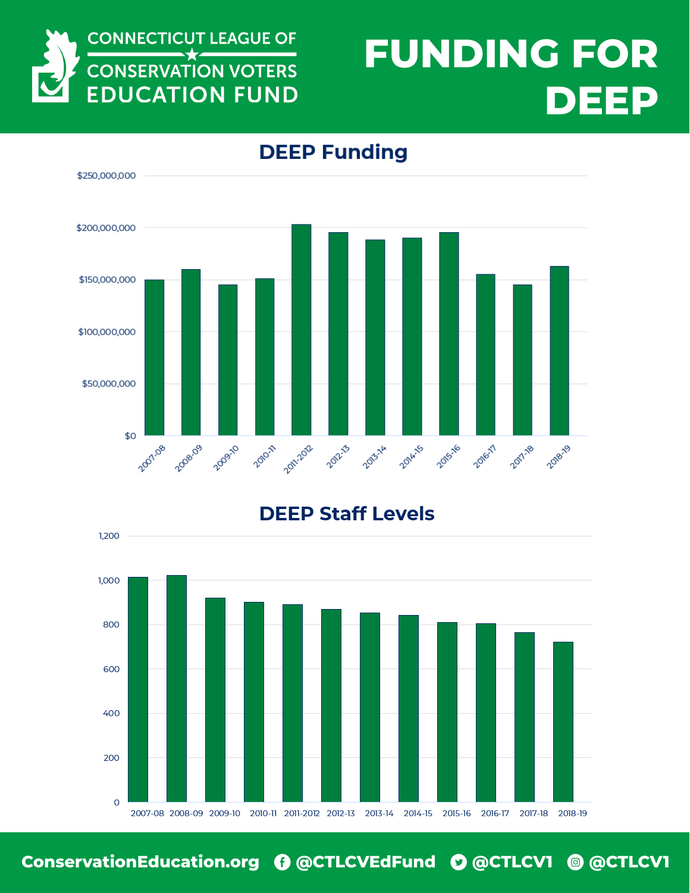CONNECTICUT LEAGUE OF CONSERVATION VOTERS EDUCATION FUND

# FUNDING FOR DEEP

## DEEP Funding

$250,000,000
$200,000,000
$150,000,000
$100,000,000
$50,000,000
$0

2007-08
2008-09
2009-10
2010-11
2011-2012
2012-13
2013-14
2014-15
2015-16
2016-17
2017-18
2018-19

## DEEP Staff Levels

1,200
1,000
800
600
400
200
0

2007-08
2008-09
2009-10
2010-11
2011-2012
2012-13
2013-14
2014-15
2015-16
2016-17
2017-18
2018-19

ConservationEducation.org @CTLCVEdFund @CTLCV1 @CTLCV1